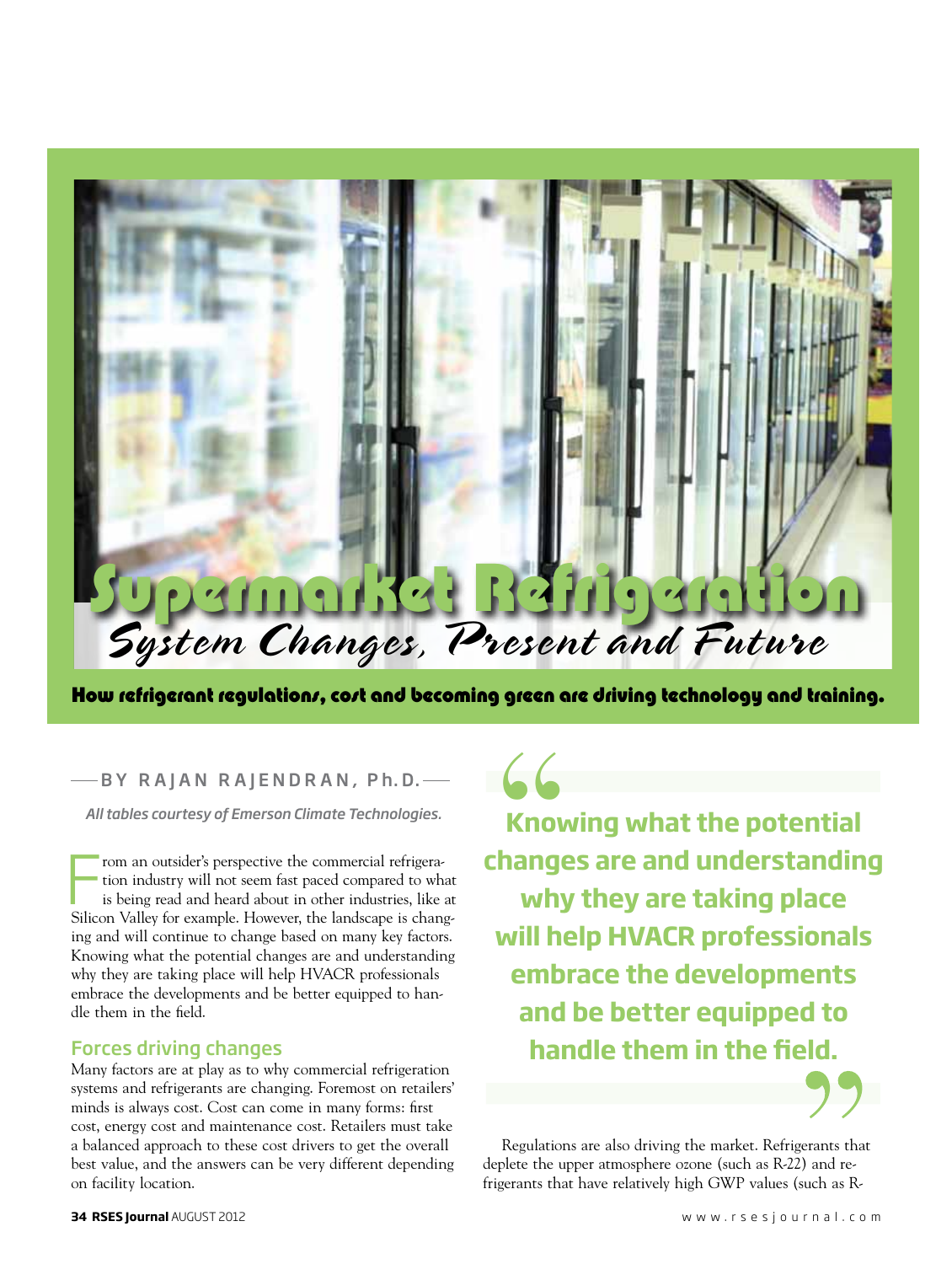# Supermarket Refrigeration

## System Changes, Present and Future

**How refrigerant regulations, cost and becoming green are driving technology and training.**

BY RAJAN RAJENDRAN, Ph.D.

*All tables courtesy of Emerson Climate Technologies.*

From an outsider's perspective the commercial refrigeration industry will not seem fast paced compared to what is being read and heard about in other industries, like at Silicon Valley for example. However, the landscape is changing and will continue to change based on many key factors. Knowing what the potential changes are and understanding why they are taking place will help HVACR professionals embrace the developments and be better equipped to handle them in the field.

### Forces driving changes

Many factors are at play as to why commercial refrigeration systems and refrigerants are changing. Foremost on retailers' minds is always cost. Cost can come in many forms: first cost, energy cost and maintenance cost. Retailers must take a balanced approach to these cost drivers to get the overall best value, and the answers can be very different depending on facility location.

> **Knowing what the potential changes are and understanding why they are taking place will help HVACR professionals embrace the developments and be better equipped to handle them in the field.**

Regulations are also driving the market. Refrigerants that deplete the upper atmosphere ozone (such as R-22) and refrigerants that have relatively high GWP values (such as R-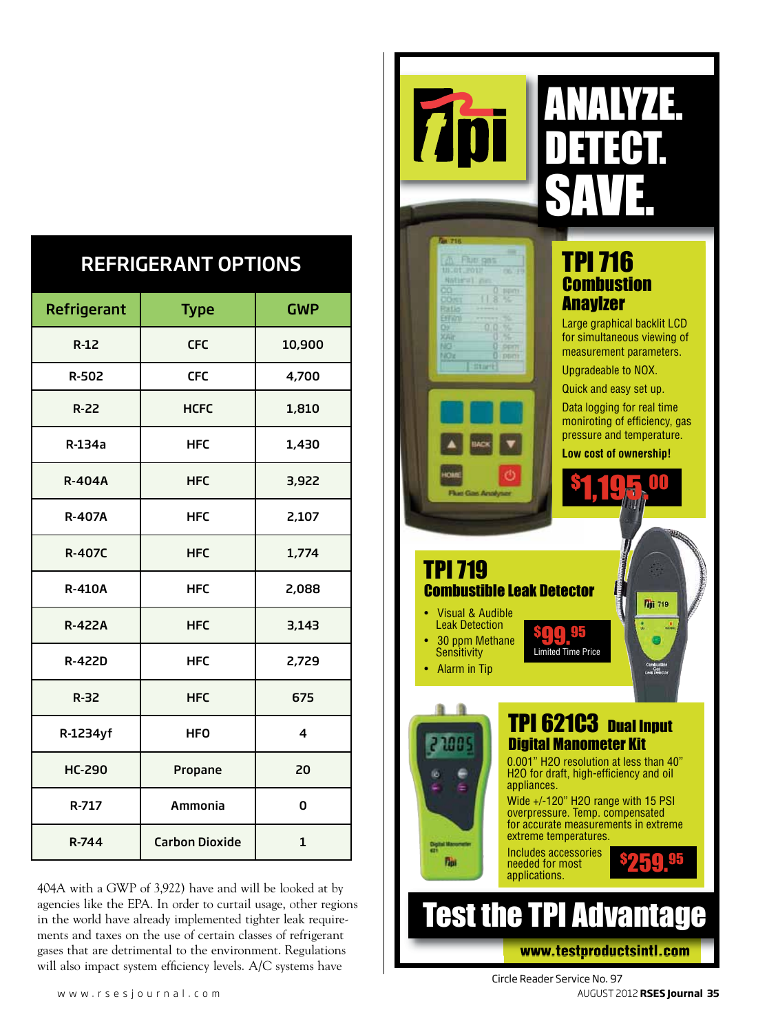## REFRIGERANT OPTIONS

| Refrigerant | Type | GWP |
|---|---|---|
| R-12 | CFC | 10,900 |
| R-502 | CFC | 4,700 |
| R-22 | HCFC | 1,810 |
| R-134a | HFC | 1,430 |
| R-404A | HFC | 3,922 |
| R-407A | HFC | 2,107 |
| R-407C | HFC | 1,774 |
| R-410A | HFC | 2,088 |
| R-422A | HFC | 3,143 |
| R-422D | HFC | 2,729 |
| R-32 | HFC | 675 |
| R-1234yf | HFO | 4 |
| HC-290 | Propane | 20 |
| R-717 | Ammonia | 0 |
| R-744 | Carbon Dioxide | 1 |

404A with a GWP of 3,922) have and will be looked at by agencies like the EPA. In order to curtail usage, other regions in the world have already implemented tighter leak requirements and taxes on the use of certain classes of refrigerant gases that are detrimental to the environment. Regulations will also impact system efficiency levels. A/C systems have

# ANALYZE. DETECT. SAVE.

## TPI 716 Combustion Anaylzer

Large graphical backlit LCD for simultaneous viewing of measurement parameters.

Upgradeable to NOX.

Quick and easy set up.

Data logging for real time moniroting of efficiency, gas pressure and temperature.

**Low cost of ownership!**

$1,195.00

## TPI 719 Combustible Leak Detector

- Visual & Audible Leak Detection
- 30 ppm Methane Sensitivity
- Alarm in Tip

$99.95 Limited Time Price

## TPI 621C3 Dual Input Digital Manometer Kit

0.001" H2O resolution at less than 40" H2O for draft, high-efficiency and oil appliances.

Wide +/-120" H2O range with 15 PSI overpressure. Temp. compensated for accurate measurements in extreme extreme temperatures.

Includes accessories needed for most applications.

$259.95

## Test the TPI Advantage

www.testproductsintl.com

Circle Reader Service No. 97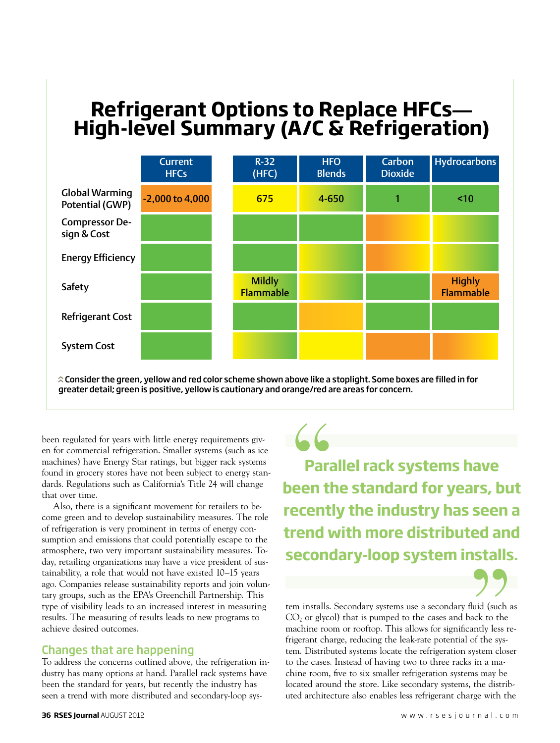## Refrigerant Options to Replace HFCs—High-level Summary (A/C & Refrigeration)

| | Current HFCs | R-32 (HFC) | HFO Blends | Carbon Dioxide | Hydrocarbons |
|---|---|---|---|---|---|
| Global Warming Potential (GWP) | -2,000 to 4,000 | 675 | 4-650 | 1 | <10 |
| Compressor Design & Cost | | | | | |
| Energy Efficiency | | | | | |
| Safety | | Mildly Flammable | | | Highly Flammable |
| Refrigerant Cost | | | | | |
| System Cost | | | | | |

Consider the green, yellow and red color scheme shown above like a stoplight. Some boxes are filled in for greater detail; green is positive, yellow is cautionary and orange/red are areas for concern.

been regulated for years with little energy requirements given for commercial refrigeration. Smaller systems (such as ice machines) have Energy Star ratings, but bigger rack systems found in grocery stores have not been subject to energy standards. Regulations such as California's Title 24 will change that over time.

Also, there is a significant movement for retailers to become green and to develop sustainability measures. The role of refrigeration is very prominent in terms of energy consumption and emissions that could potentially escape to the atmosphere, two very important sustainability measures. Today, retailing organizations may have a vice president of sustainability, a role that would not have existed 10–15 years ago. Companies release sustainability reports and join voluntary groups, such as the EPA's Greenchill Partnership. This type of visibility leads to an increased interest in measuring results. The measuring of results leads to new programs to achieve desired outcomes.

### Changes that are happening

To address the concerns outlined above, the refrigeration industry has many options at hand. Parallel rack systems have been the standard for years, but recently the industry has seen a trend with more distributed and secondary-loop system installs. Secondary systems use a secondary fluid (such as $CO_2$ or glycol) that is pumped to the cases and back to the machine room or rooftop. This allows for significantly less refrigerant charge, reducing the leak-rate potential of the system. Distributed systems locate the refrigeration system closer to the cases. Instead of having two to three racks in a machine room, five to six smaller refrigeration systems may be located around the store. Like secondary systems, the distributed architecture also enables less refrigerant charge with the

> **Parallel rack systems have been the standard for years, but recently the industry has seen a trend with more distributed and secondary-loop system installs.**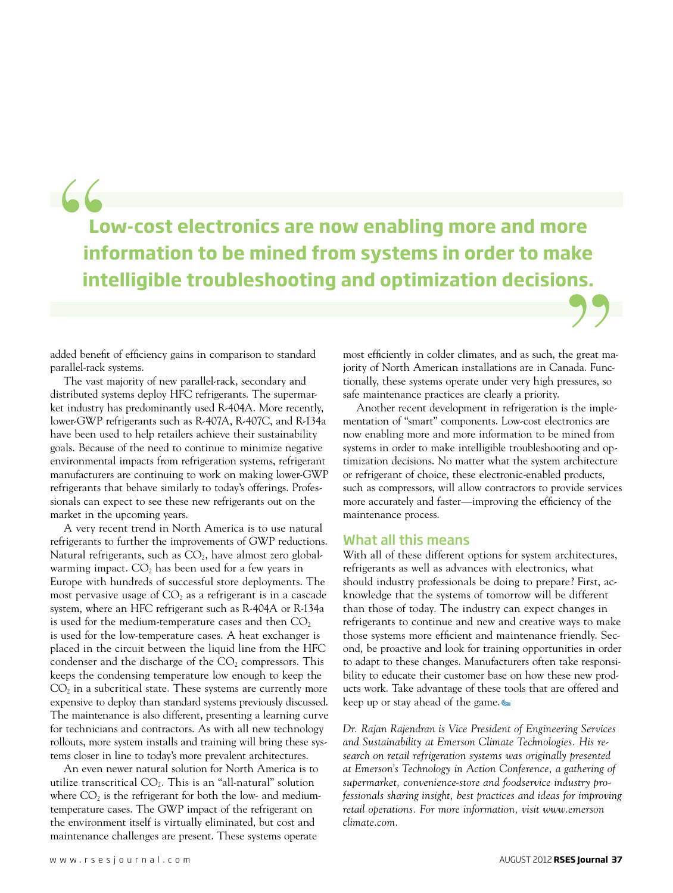> **Low-cost electronics are now enabling more and more information to be mined from systems in order to make intelligible troubleshooting and optimization decisions.**

added benefit of efficiency gains in comparison to standard parallel-rack systems.

The vast majority of new parallel-rack, secondary and distributed systems deploy HFC refrigerants. The supermarket industry has predominantly used R-404A. More recently, lower-GWP refrigerants such as R-407A, R-407C, and R-134a have been used to help retailers achieve their sustainability goals. Because of the need to continue to minimize negative environmental impacts from refrigeration systems, refrigerant manufacturers are continuing to work on making lower-GWP refrigerants that behave similarly to today's offerings. Professionals can expect to see these new refrigerants out on the market in the upcoming years.

A very recent trend in North America is to use natural refrigerants to further the improvements of GWP reductions. Natural refrigerants, such as $CO_2$, have almost zero global-warming impact. $CO_2$ has been used for a few years in Europe with hundreds of successful store deployments. The most pervasive usage of $CO_2$ as a refrigerant is in a cascade system, where an HFC refrigerant such as R-404A or R-134a is used for the medium-temperature cases and then $CO_2$ is used for the low-temperature cases. A heat exchanger is placed in the circuit between the liquid line from the HFC condenser and the discharge of the $CO_2$ compressors. This keeps the condensing temperature low enough to keep the $CO_2$ in a subcritical state. These systems are currently more expensive to deploy than standard systems previously discussed. The maintenance is also different, presenting a learning curve for technicians and contractors. As with all new technology rollouts, more system installs and training will bring these systems closer in line to today's more prevalent architectures.

An even newer natural solution for North America is to utilize transcritical $CO_2$. This is an "all-natural" solution where $CO_2$ is the refrigerant for both the low- and medium-temperature cases. The GWP impact of the refrigerant on the environment itself is virtually eliminated, but cost and maintenance challenges are present. These systems operate most efficiently in colder climates, and as such, the great majority of North American installations are in Canada. Functionally, these systems operate under very high pressures, so safe maintenance practices are clearly a priority.

Another recent development in refrigeration is the implementation of "smart" components. Low-cost electronics are now enabling more and more information to be mined from systems in order to make intelligible troubleshooting and optimization decisions. No matter what the system architecture or refrigerant of choice, these electronic-enabled products, such as compressors, will allow contractors to provide services more accurately and faster—improving the efficiency of the maintenance process.

## What all this means

With all of these different options for system architectures, refrigerants as well as advances with electronics, what should industry professionals be doing to prepare? First, acknowledge that the systems of tomorrow will be different than those of today. The industry can expect changes in refrigerants to continue and new and creative ways to make those systems more efficient and maintenance friendly. Second, be proactive and look for training opportunities in order to adapt to these changes. Manufacturers often take responsibility to educate their customer base on how these new products work. Take advantage of these tools that are offered and keep up or stay ahead of the game.

*Dr. Rajan Rajendran is Vice President of Engineering Services and Sustainability at Emerson Climate Technologies. His research on retail refrigeration systems was originally presented at Emerson's Technology in Action Conference, a gathering of supermarket, convenience-store and foodservice industry professionals sharing insight, best practices and ideas for improving retail operations. For more information, visit www.emersonclimate.com.*